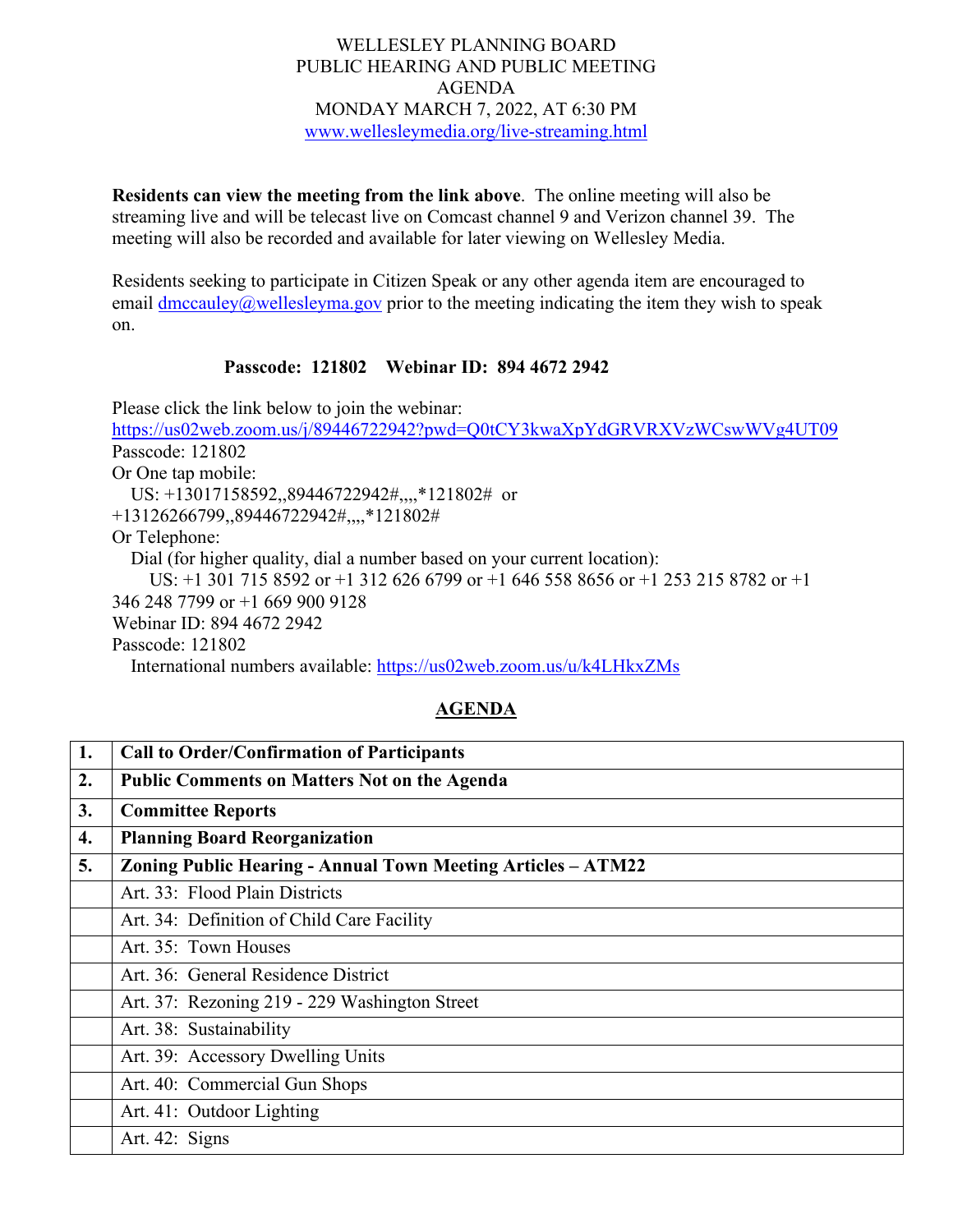WELLESLEY PLANNING BOARD
PUBLIC HEARING AND PUBLIC MEETING
AGENDA
MONDAY MARCH 7, 2022, AT 6:30 PM
www.wellesleymedia.org/live-streaming.html

**Residents can view the meeting from the link above**. The online meeting will also be streaming live and will be telecast live on Comcast channel 9 and Verizon channel 39. The meeting will also be recorded and available for later viewing on Wellesley Media.

Residents seeking to participate in Citizen Speak or any other agenda item are encouraged to email dmccauley@wellesleyma.gov prior to the meeting indicating the item they wish to speak on.

**Passcode: 121802 Webinar ID: 894 4672 2942**

Please click the link below to join the webinar:
https://us02web.zoom.us/j/89446722942?pwd=Q0tCY3kwaXpYdGRVRXVzWCswWVg4UT09
Passcode: 121802
Or One tap mobile:
US: +13017158592,,89446722942#,,,,*121802# or +13126266799,,89446722942#,,,,*121802#
Or Telephone:
Dial (for higher quality, dial a number based on your current location):
US: +1 301 715 8592 or +1 312 626 6799 or +1 646 558 8656 or +1 253 215 8782 or +1 346 248 7799 or +1 669 900 9128
Webinar ID: 894 4672 2942
Passcode: 121802
International numbers available: https://us02web.zoom.us/u/k4LHkxZMs

## AGENDA

| 1. | **Call to Order/Confirmation of Participants** |
|---|---|
| 2. | **Public Comments on Matters Not on the Agenda** |
| 3. | **Committee Reports** |
| 4. | **Planning Board Reorganization** |
| 5. | **Zoning Public Hearing - Annual Town Meeting Articles – ATM22** |
| | Art. 33: Flood Plain Districts |
| | Art. 34: Definition of Child Care Facility |
| | Art. 35: Town Houses |
| | Art. 36: General Residence District |
| | Art. 37: Rezoning 219 - 229 Washington Street |
| | Art. 38: Sustainability |
| | Art. 39: Accessory Dwelling Units |
| | Art. 40: Commercial Gun Shops |
| | Art. 41: Outdoor Lighting |
| | Art. 42: Signs |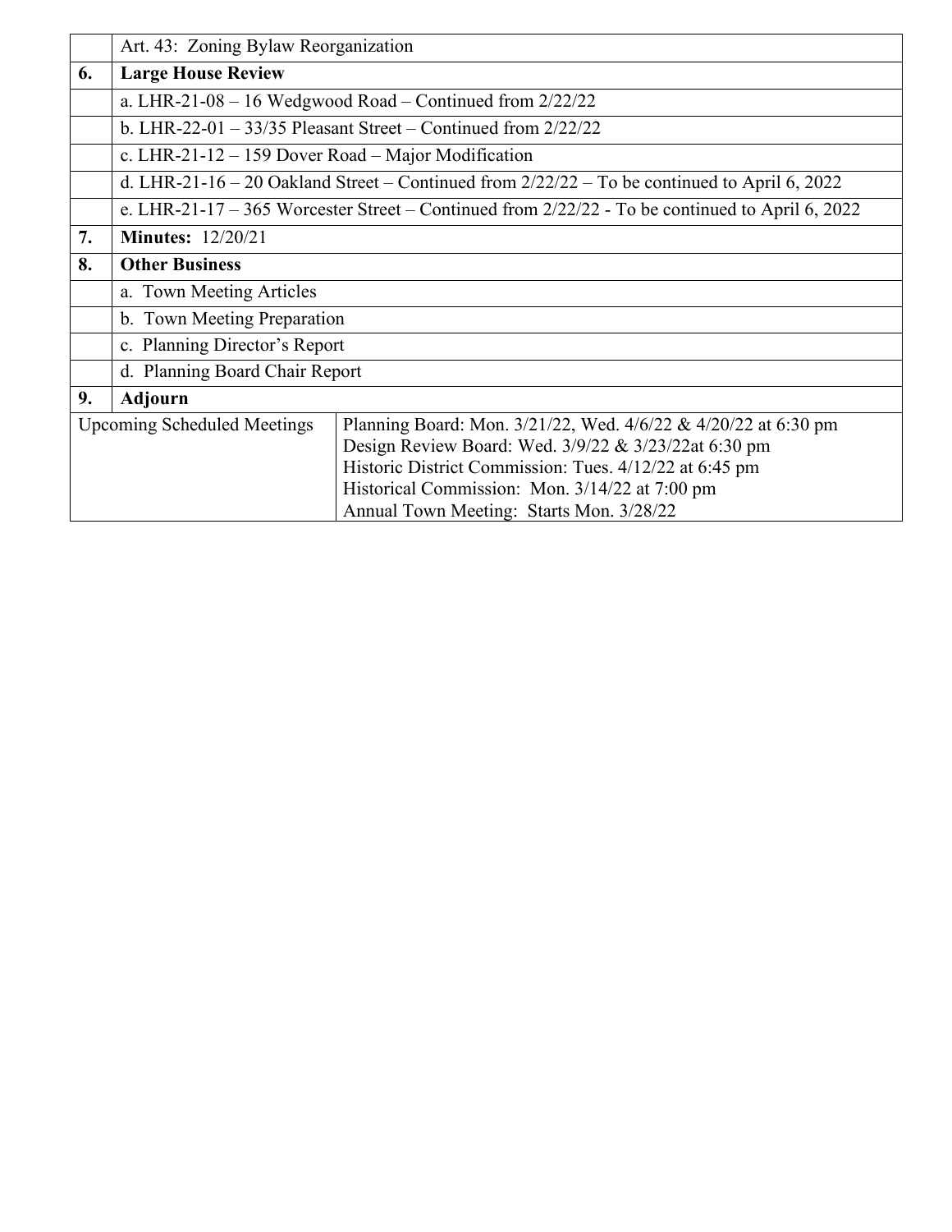| | |
|---|---|
| | Art. 43: Zoning Bylaw Reorganization |
| **6.** | **Large House Review** |
| | a. LHR-21-08 – 16 Wedgwood Road – Continued from 2/22/22 |
| | b. LHR-22-01 – 33/35 Pleasant Street – Continued from 2/22/22 |
| | c. LHR-21-12 – 159 Dover Road – Major Modification |
| | d. LHR-21-16 – 20 Oakland Street – Continued from 2/22/22 – To be continued to April 6, 2022 |
| | e. LHR-21-17 – 365 Worcester Street – Continued from 2/22/22 - To be continued to April 6, 2022 |
| **7.** | **Minutes:** 12/20/21 |
| **8.** | **Other Business** |
| | a. Town Meeting Articles |
| | b. Town Meeting Preparation |
| | c. Planning Director's Report |
| | d. Planning Board Chair Report |
| **9.** | **Adjourn** |

| | |
|---|---|
| Upcoming Scheduled Meetings | Planning Board: Mon. 3/21/22, Wed. 4/6/22 & 4/20/22 at 6:30 pm<br>Design Review Board: Wed. 3/9/22 & 3/23/22at 6:30 pm<br>Historic District Commission: Tues. 4/12/22 at 6:45 pm<br>Historical Commission: Mon. 3/14/22 at 7:00 pm<br>Annual Town Meeting: Starts Mon. 3/28/22 |